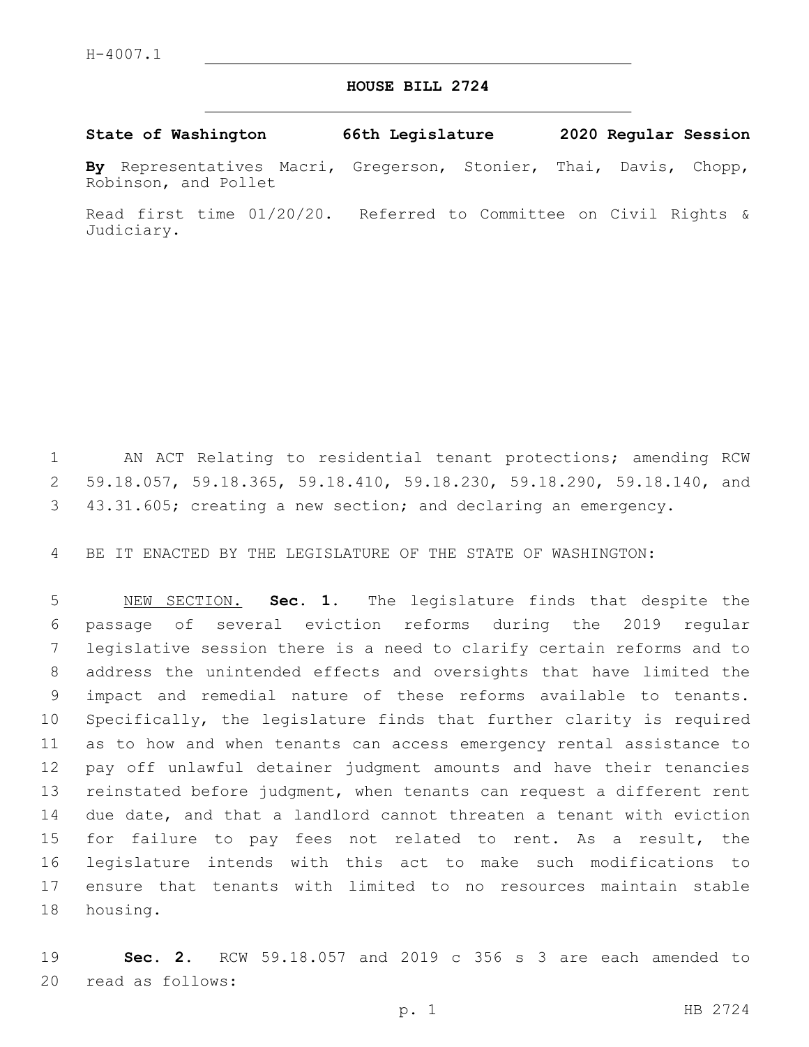H-4007.1

# HOUSE BILL 2724

**State of Washington 66th Legislature 2020 Regular Session**

**By** Representatives Macri, Gregerson, Stonier, Thai, Davis, Chopp, Robinson, and Pollet

Read first time 01/20/20. Referred to Committee on Civil Rights & Judiciary.

AN ACT Relating to residential tenant protections; amending RCW 59.18.057, 59.18.365, 59.18.410, 59.18.230, 59.18.290, 59.18.140, and 43.31.605; creating a new section; and declaring an emergency.

BE IT ENACTED BY THE LEGISLATURE OF THE STATE OF WASHINGTON:

NEW SECTION. **Sec. 1.** The legislature finds that despite the passage of several eviction reforms during the 2019 regular legislative session there is a need to clarify certain reforms and to address the unintended effects and oversights that have limited the impact and remedial nature of these reforms available to tenants. Specifically, the legislature finds that further clarity is required as to how and when tenants can access emergency rental assistance to pay off unlawful detainer judgment amounts and have their tenancies reinstated before judgment, when tenants can request a different rent due date, and that a landlord cannot threaten a tenant with eviction for failure to pay fees not related to rent. As a result, the legislature intends with this act to make such modifications to ensure that tenants with limited to no resources maintain stable housing.

**Sec. 2.** RCW 59.18.057 and 2019 c 356 s 3 are each amended to read as follows: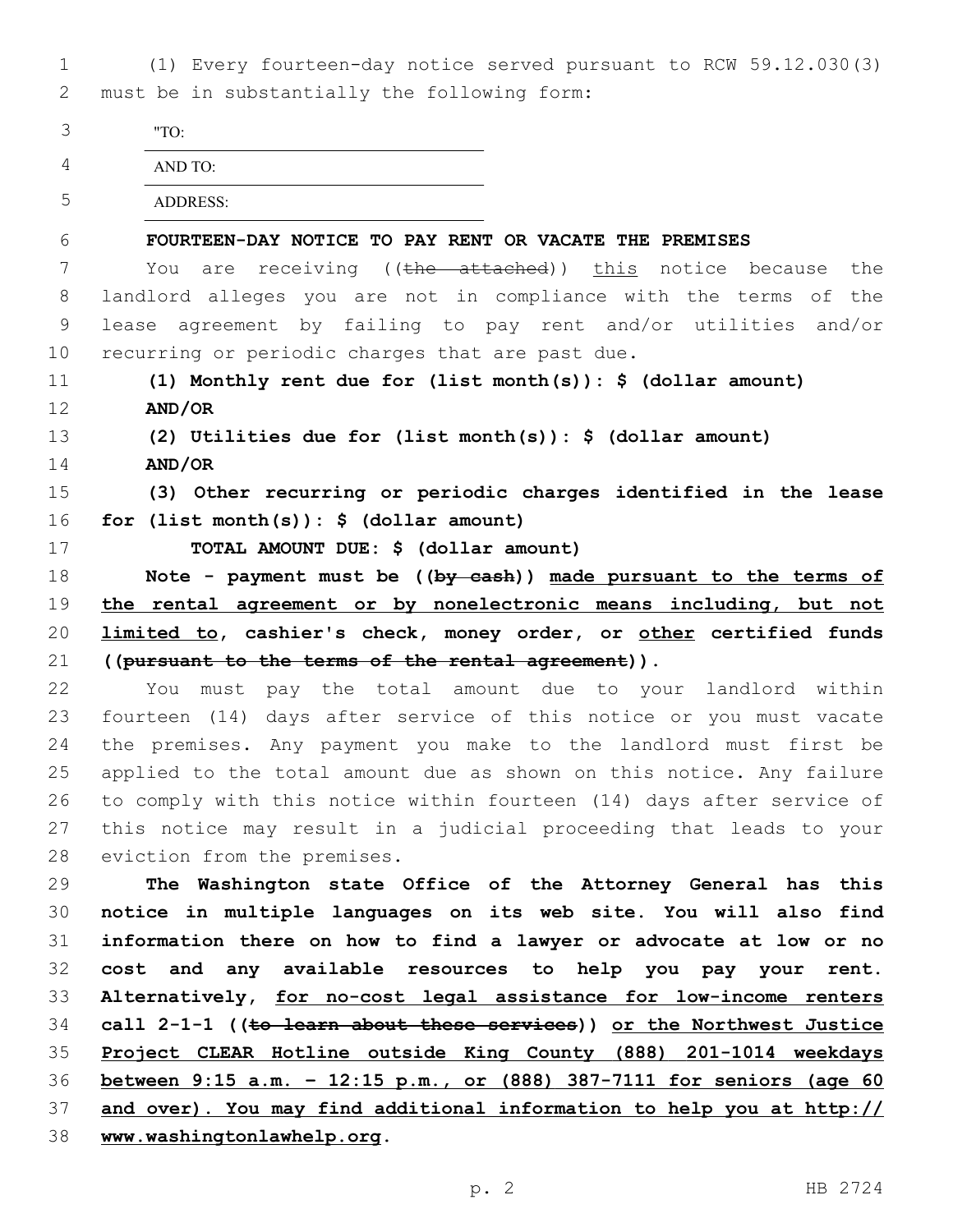(1) Every fourteen-day notice served pursuant to RCW 59.12.030(3) must be in substantially the following form:

"TO:

AND TO:

ADDRESS:

**FOURTEEN-DAY NOTICE TO PAY RENT OR VACATE THE PREMISES**

You are receiving ((~~the attached~~)) <u>this</u> notice because the landlord alleges you are not in compliance with the terms of the lease agreement by failing to pay rent and/or utilities and/or recurring or periodic charges that are past due.

**(1) Monthly rent due for (list month(s)): $ (dollar amount)**

**AND/OR**

**(2) Utilities due for (list month(s)): $ (dollar amount)**

**AND/OR**

**(3) Other recurring or periodic charges identified in the lease for (list month(s)): $ (dollar amount)**

**TOTAL AMOUNT DUE: $ (dollar amount)**

**Note - payment must be ((~~by cash~~)) <u>made pursuant to the terms of the rental agreement or by nonelectronic means including, but not limited to</u>, cashier's check, money order, or <u>other</u> certified funds ((~~pursuant to the terms of the rental agreement~~)).**

You must pay the total amount due to your landlord within fourteen (14) days after service of this notice or you must vacate the premises. Any payment you make to the landlord must first be applied to the total amount due as shown on this notice. Any failure to comply with this notice within fourteen (14) days after service of this notice may result in a judicial proceeding that leads to your eviction from the premises.

**The Washington state Office of the Attorney General has this notice in multiple languages on its web site. You will also find information there on how to find a lawyer or advocate at low or no cost and any available resources to help you pay your rent. Alternatively, <u>for no-cost legal assistance for low-income renters</u> call 2-1-1 ((~~to learn about these services~~)) <u>or the Northwest Justice Project CLEAR Hotline outside King County (888) 201-1014 weekdays between 9:15 a.m. - 12:15 p.m., or (888) 387-7111 for seniors (age 60 and over). You may find additional information to help you at http://www.washingtonlawhelp.org</u>.**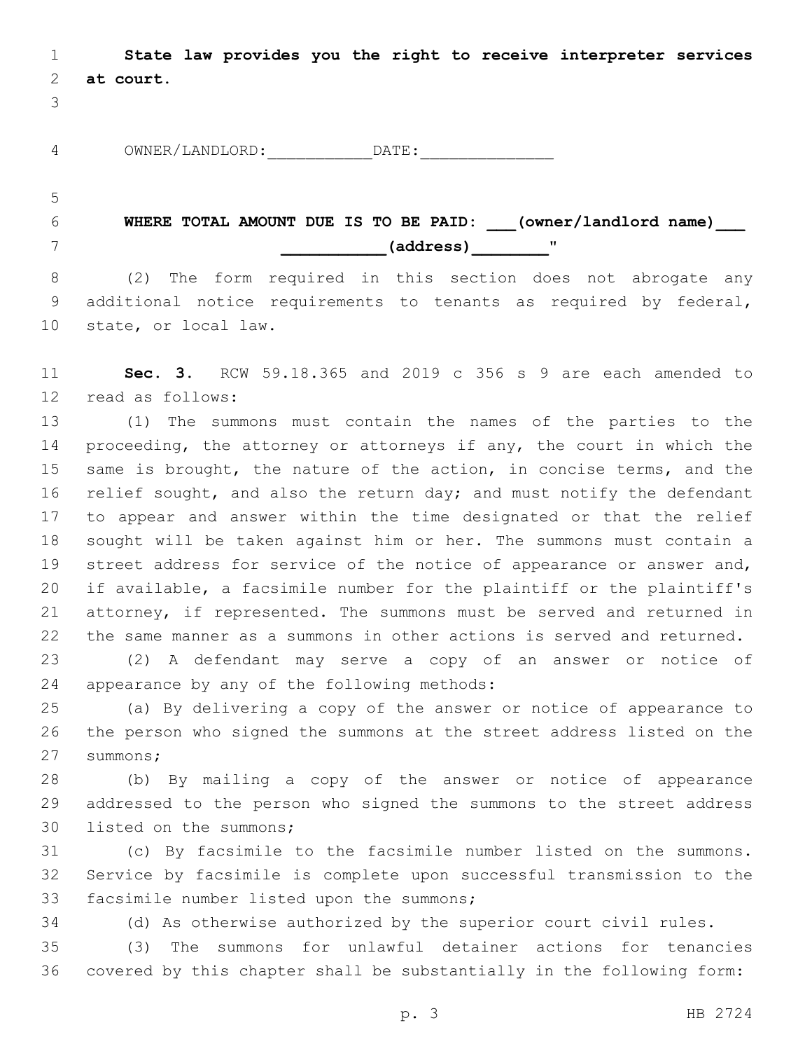**State law provides you the right to receive interpreter services at court.**

OWNER/LANDLORD:___________DATE:______________

**WHERE TOTAL AMOUNT DUE IS TO BE PAID: ___(owner/landlord name)___ ___________(address)________"**

(2) The form required in this section does not abrogate any additional notice requirements to tenants as required by federal, state, or local law.

**Sec. 3.** RCW 59.18.365 and 2019 c 356 s 9 are each amended to read as follows:

(1) The summons must contain the names of the parties to the proceeding, the attorney or attorneys if any, the court in which the same is brought, the nature of the action, in concise terms, and the relief sought, and also the return day; and must notify the defendant to appear and answer within the time designated or that the relief sought will be taken against him or her. The summons must contain a street address for service of the notice of appearance or answer and, if available, a facsimile number for the plaintiff or the plaintiff's attorney, if represented. The summons must be served and returned in the same manner as a summons in other actions is served and returned.

(2) A defendant may serve a copy of an answer or notice of appearance by any of the following methods:

(a) By delivering a copy of the answer or notice of appearance to the person who signed the summons at the street address listed on the summons;

(b) By mailing a copy of the answer or notice of appearance addressed to the person who signed the summons to the street address listed on the summons;

(c) By facsimile to the facsimile number listed on the summons. Service by facsimile is complete upon successful transmission to the facsimile number listed upon the summons;

(d) As otherwise authorized by the superior court civil rules.

(3) The summons for unlawful detainer actions for tenancies covered by this chapter shall be substantially in the following form: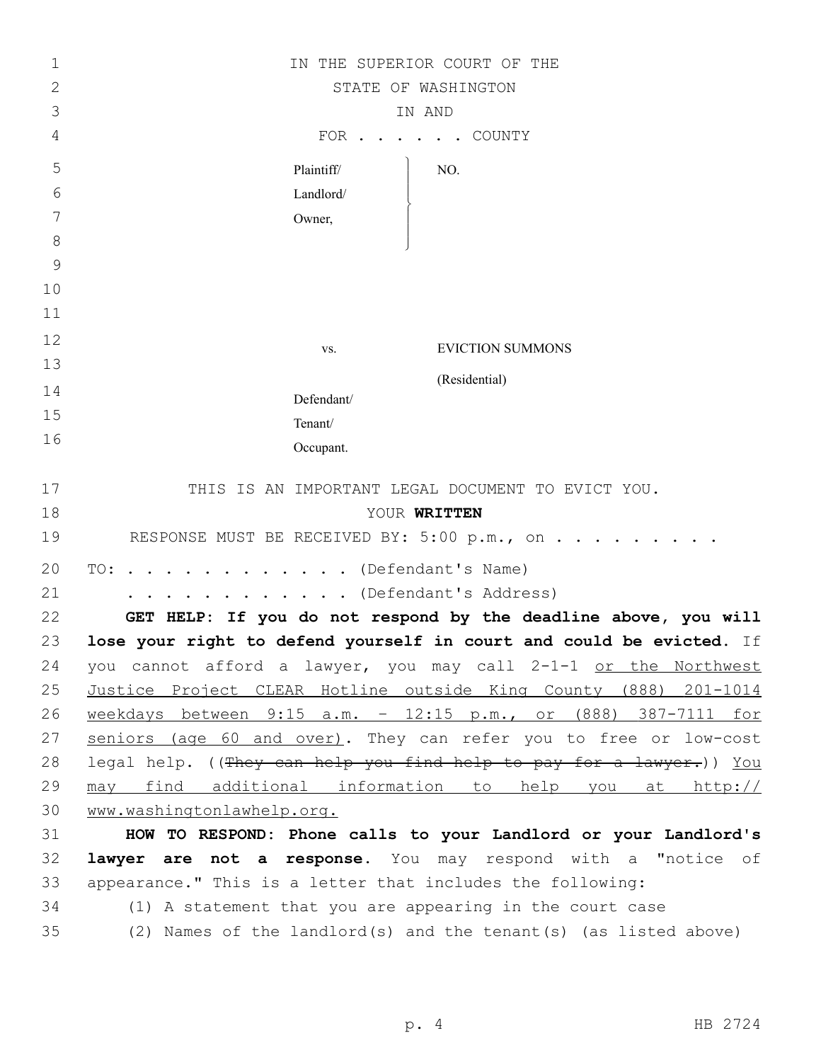IN THE SUPERIOR COURT OF THE
STATE OF WASHINGTON
IN AND
FOR . . . . . . COUNTY

| | |
|---|---|
| Plaintiff/ Landlord/ Owner, | NO. |
| vs. | EVICTION SUMMONS (Residential) |
| Defendant/ Tenant/ Occupant. | |

THIS IS AN IMPORTANT LEGAL DOCUMENT TO EVICT YOU.
YOUR **WRITTEN**
RESPONSE MUST BE RECEIVED BY: 5:00 p.m., on . . . . . . . . .

TO: . . . . . . . . . . . . . (Defendant's Name)
. . . . . . . . . . . . . (Defendant's Address)

**GET HELP: If you do not respond by the deadline above, you will lose your right to defend yourself in court and could be evicted.** If you cannot afford a lawyer, you may call 2-1-1 <u>or the Northwest Justice Project CLEAR Hotline outside King County (888) 201-1014 weekdays between 9:15 a.m. - 12:15 p.m., or (888) 387-7111 for seniors (age 60 and over)</u>. They can refer you to free or low-cost legal help. ((~~They can help you find help to pay for a lawyer.~~)) <u>You may find additional information to help you at http:// www.washingtonlawhelp.org.</u>

**HOW TO RESPOND: Phone calls to your Landlord or your Landlord's lawyer are not a response.** You may respond with a "notice of appearance." This is a letter that includes the following:

(1) A statement that you are appearing in the court case
(2) Names of the landlord(s) and the tenant(s) (as listed above)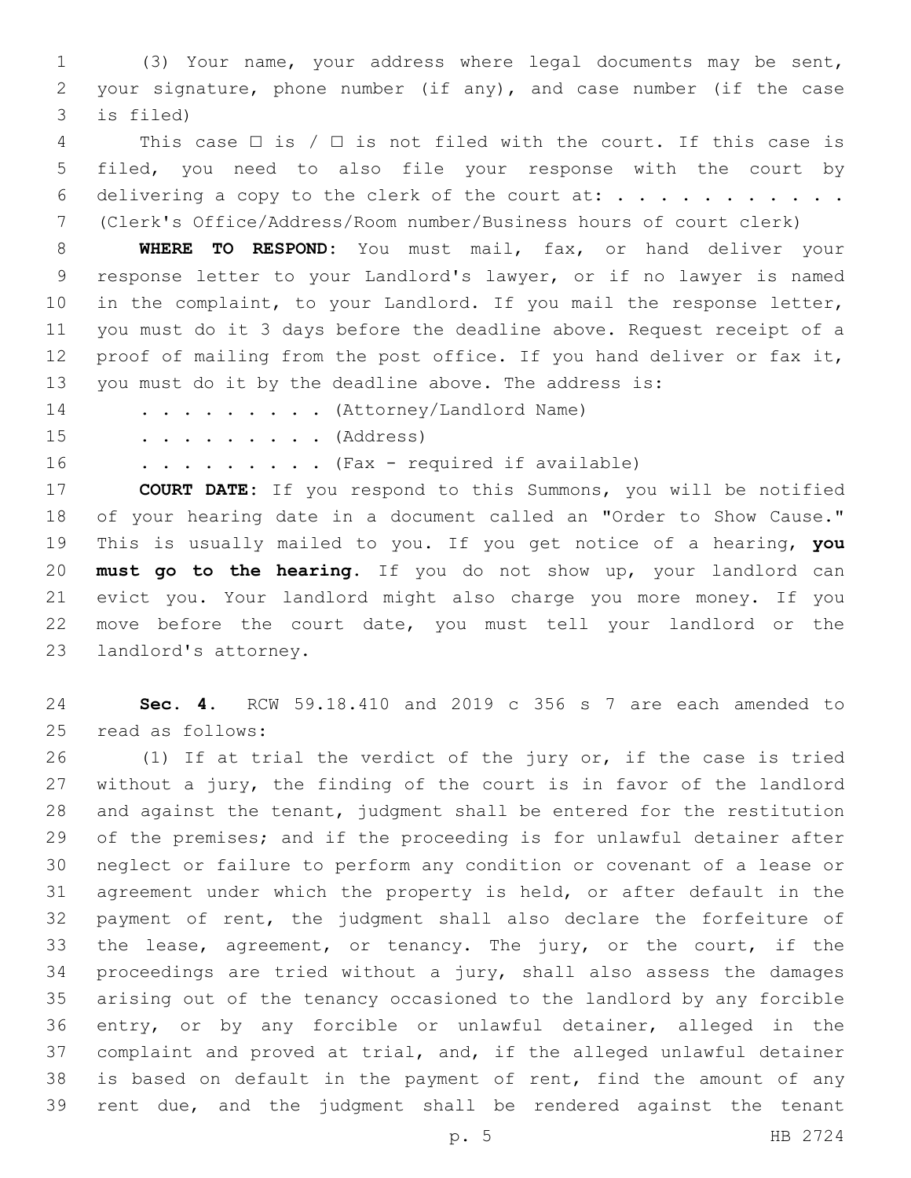(3) Your name, your address where legal documents may be sent, your signature, phone number (if any), and case number (if the case is filed)

This case ☐ is / ☐ is not filed with the court. If this case is filed, you need to also file your response with the court by delivering a copy to the clerk of the court at: . . . . . . . . . . . (Clerk's Office/Address/Room number/Business hours of court clerk)

**WHERE TO RESPOND:** You must mail, fax, or hand deliver your response letter to your Landlord's lawyer, or if no lawyer is named in the complaint, to your Landlord. If you mail the response letter, you must do it 3 days before the deadline above. Request receipt of a proof of mailing from the post office. If you hand deliver or fax it, you must do it by the deadline above. The address is:

. . . . . . . . . (Attorney/Landlord Name)

. . . . . . . . . (Address)

. . . . . . . . . (Fax - required if available)

**COURT DATE:** If you respond to this Summons, you will be notified of your hearing date in a document called an "Order to Show Cause." This is usually mailed to you. If you get notice of a hearing, **you must go to the hearing**. If you do not show up, your landlord can evict you. Your landlord might also charge you more money. If you move before the court date, you must tell your landlord or the landlord's attorney.

**Sec. 4.** RCW 59.18.410 and 2019 c 356 s 7 are each amended to read as follows:

(1) If at trial the verdict of the jury or, if the case is tried without a jury, the finding of the court is in favor of the landlord and against the tenant, judgment shall be entered for the restitution of the premises; and if the proceeding is for unlawful detainer after neglect or failure to perform any condition or covenant of a lease or agreement under which the property is held, or after default in the payment of rent, the judgment shall also declare the forfeiture of the lease, agreement, or tenancy. The jury, or the court, if the proceedings are tried without a jury, shall also assess the damages arising out of the tenancy occasioned to the landlord by any forcible entry, or by any forcible or unlawful detainer, alleged in the complaint and proved at trial, and, if the alleged unlawful detainer is based on default in the payment of rent, find the amount of any rent due, and the judgment shall be rendered against the tenant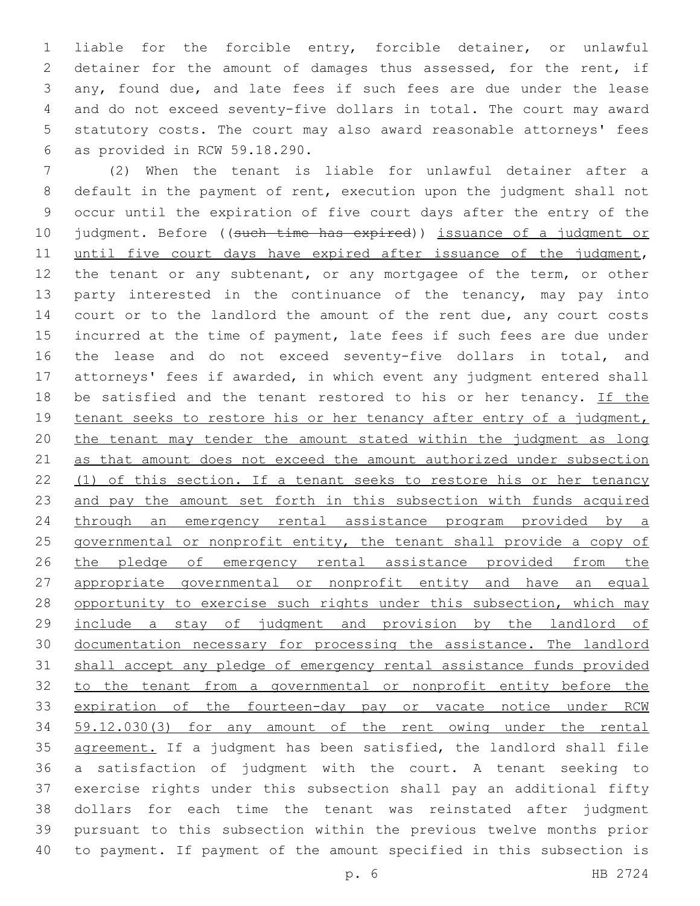liable for the forcible entry, forcible detainer, or unlawful detainer for the amount of damages thus assessed, for the rent, if any, found due, and late fees if such fees are due under the lease and do not exceed seventy-five dollars in total. The court may award statutory costs. The court may also award reasonable attorneys' fees as provided in RCW 59.18.290.

(2) When the tenant is liable for unlawful detainer after a default in the payment of rent, execution upon the judgment shall not occur until the expiration of five court days after the entry of the judgment. Before ((~~such time has expired~~)) <u>issuance of a judgment or until five court days have expired after issuance of the judgment</u>, the tenant or any subtenant, or any mortgagee of the term, or other party interested in the continuance of the tenancy, may pay into court or to the landlord the amount of the rent due, any court costs incurred at the time of payment, late fees if such fees are due under the lease and do not exceed seventy-five dollars in total, and attorneys' fees if awarded, in which event any judgment entered shall be satisfied and the tenant restored to his or her tenancy. <u>If the tenant seeks to restore his or her tenancy after entry of a judgment, the tenant may tender the amount stated within the judgment as long as that amount does not exceed the amount authorized under subsection (1) of this section. If a tenant seeks to restore his or her tenancy and pay the amount set forth in this subsection with funds acquired through an emergency rental assistance program provided by a governmental or nonprofit entity, the tenant shall provide a copy of the pledge of emergency rental assistance provided from the appropriate governmental or nonprofit entity and have an equal opportunity to exercise such rights under this subsection, which may include a stay of judgment and provision by the landlord of documentation necessary for processing the assistance. The landlord shall accept any pledge of emergency rental assistance funds provided to the tenant from a governmental or nonprofit entity before the expiration of the fourteen-day pay or vacate notice under RCW 59.12.030(3) for any amount of the rent owing under the rental agreement.</u> If a judgment has been satisfied, the landlord shall file a satisfaction of judgment with the court. A tenant seeking to exercise rights under this subsection shall pay an additional fifty dollars for each time the tenant was reinstated after judgment pursuant to this subsection within the previous twelve months prior to payment. If payment of the amount specified in this subsection is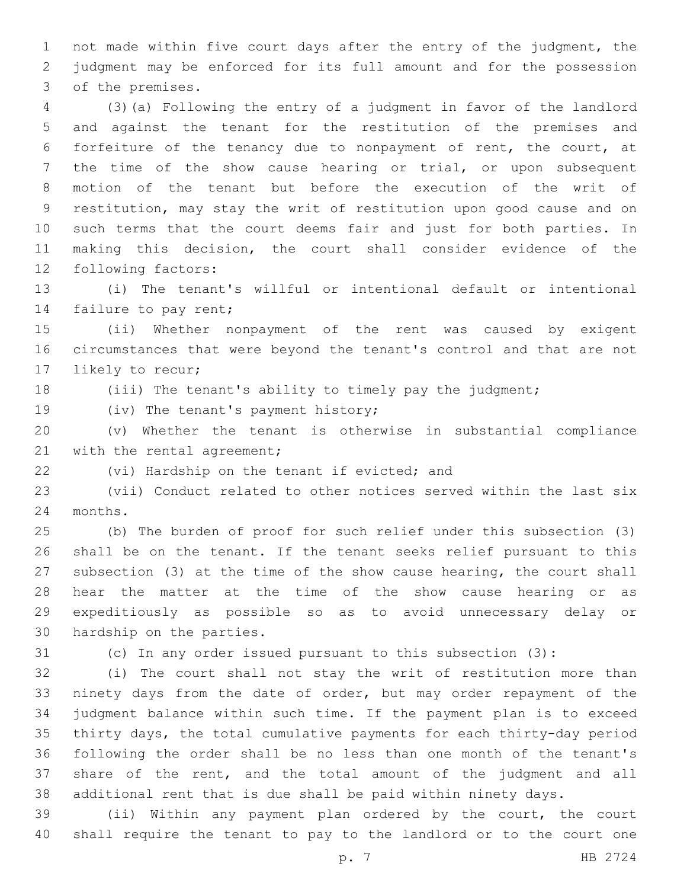not made within five court days after the entry of the judgment, the judgment may be enforced for its full amount and for the possession of the premises.

(3)(a) Following the entry of a judgment in favor of the landlord and against the tenant for the restitution of the premises and forfeiture of the tenancy due to nonpayment of rent, the court, at the time of the show cause hearing or trial, or upon subsequent motion of the tenant but before the execution of the writ of restitution, may stay the writ of restitution upon good cause and on such terms that the court deems fair and just for both parties. In making this decision, the court shall consider evidence of the following factors:

(i) The tenant's willful or intentional default or intentional failure to pay rent;

(ii) Whether nonpayment of the rent was caused by exigent circumstances that were beyond the tenant's control and that are not likely to recur;

(iii) The tenant's ability to timely pay the judgment;

(iv) The tenant's payment history;

(v) Whether the tenant is otherwise in substantial compliance with the rental agreement;

(vi) Hardship on the tenant if evicted; and

(vii) Conduct related to other notices served within the last six months.

(b) The burden of proof for such relief under this subsection (3) shall be on the tenant. If the tenant seeks relief pursuant to this subsection (3) at the time of the show cause hearing, the court shall hear the matter at the time of the show cause hearing or as expeditiously as possible so as to avoid unnecessary delay or hardship on the parties.

(c) In any order issued pursuant to this subsection (3):

(i) The court shall not stay the writ of restitution more than ninety days from the date of order, but may order repayment of the judgment balance within such time. If the payment plan is to exceed thirty days, the total cumulative payments for each thirty-day period following the order shall be no less than one month of the tenant's share of the rent, and the total amount of the judgment and all additional rent that is due shall be paid within ninety days.

(ii) Within any payment plan ordered by the court, the court shall require the tenant to pay to the landlord or to the court one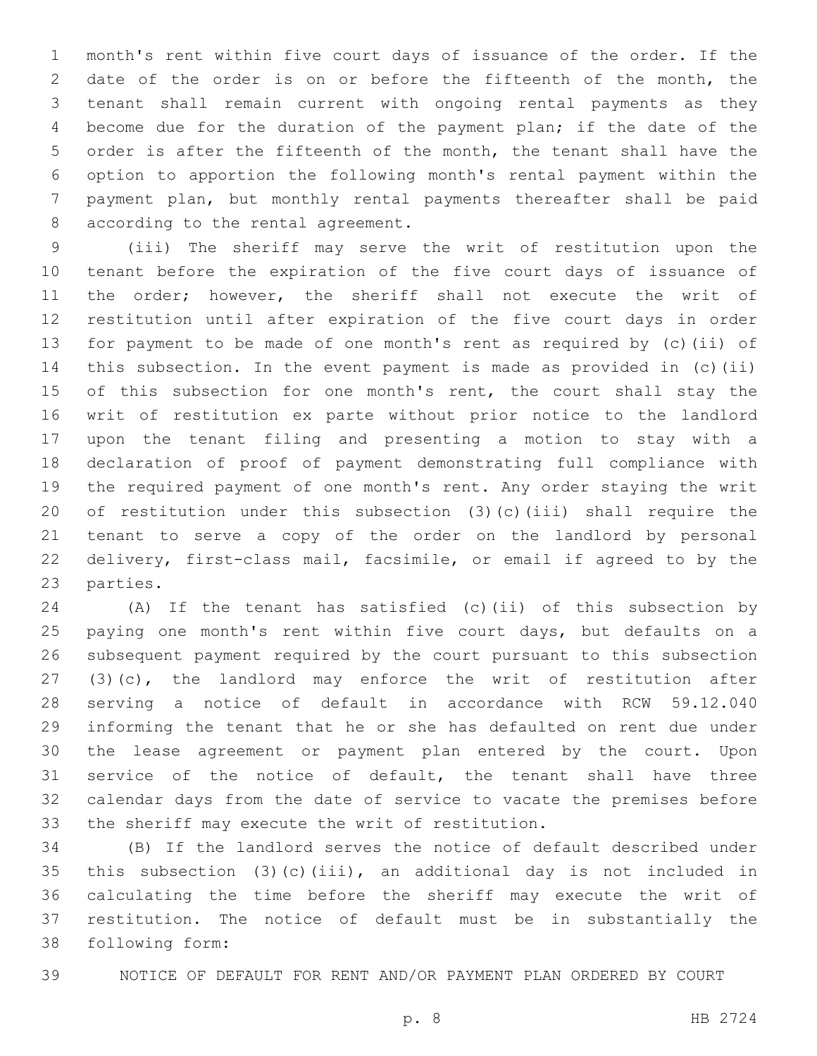month's rent within five court days of issuance of the order. If the date of the order is on or before the fifteenth of the month, the tenant shall remain current with ongoing rental payments as they become due for the duration of the payment plan; if the date of the order is after the fifteenth of the month, the tenant shall have the option to apportion the following month's rental payment within the payment plan, but monthly rental payments thereafter shall be paid according to the rental agreement.

(iii) The sheriff may serve the writ of restitution upon the tenant before the expiration of the five court days of issuance of the order; however, the sheriff shall not execute the writ of restitution until after expiration of the five court days in order for payment to be made of one month's rent as required by (c)(ii) of this subsection. In the event payment is made as provided in (c)(ii) of this subsection for one month's rent, the court shall stay the writ of restitution ex parte without prior notice to the landlord upon the tenant filing and presenting a motion to stay with a declaration of proof of payment demonstrating full compliance with the required payment of one month's rent. Any order staying the writ of restitution under this subsection (3)(c)(iii) shall require the tenant to serve a copy of the order on the landlord by personal delivery, first-class mail, facsimile, or email if agreed to by the parties.

(A) If the tenant has satisfied (c)(ii) of this subsection by paying one month's rent within five court days, but defaults on a subsequent payment required by the court pursuant to this subsection (3)(c), the landlord may enforce the writ of restitution after serving a notice of default in accordance with RCW 59.12.040 informing the tenant that he or she has defaulted on rent due under the lease agreement or payment plan entered by the court. Upon service of the notice of default, the tenant shall have three calendar days from the date of service to vacate the premises before the sheriff may execute the writ of restitution.

(B) If the landlord serves the notice of default described under this subsection (3)(c)(iii), an additional day is not included in calculating the time before the sheriff may execute the writ of restitution. The notice of default must be in substantially the following form:

NOTICE OF DEFAULT FOR RENT AND/OR PAYMENT PLAN ORDERED BY COURT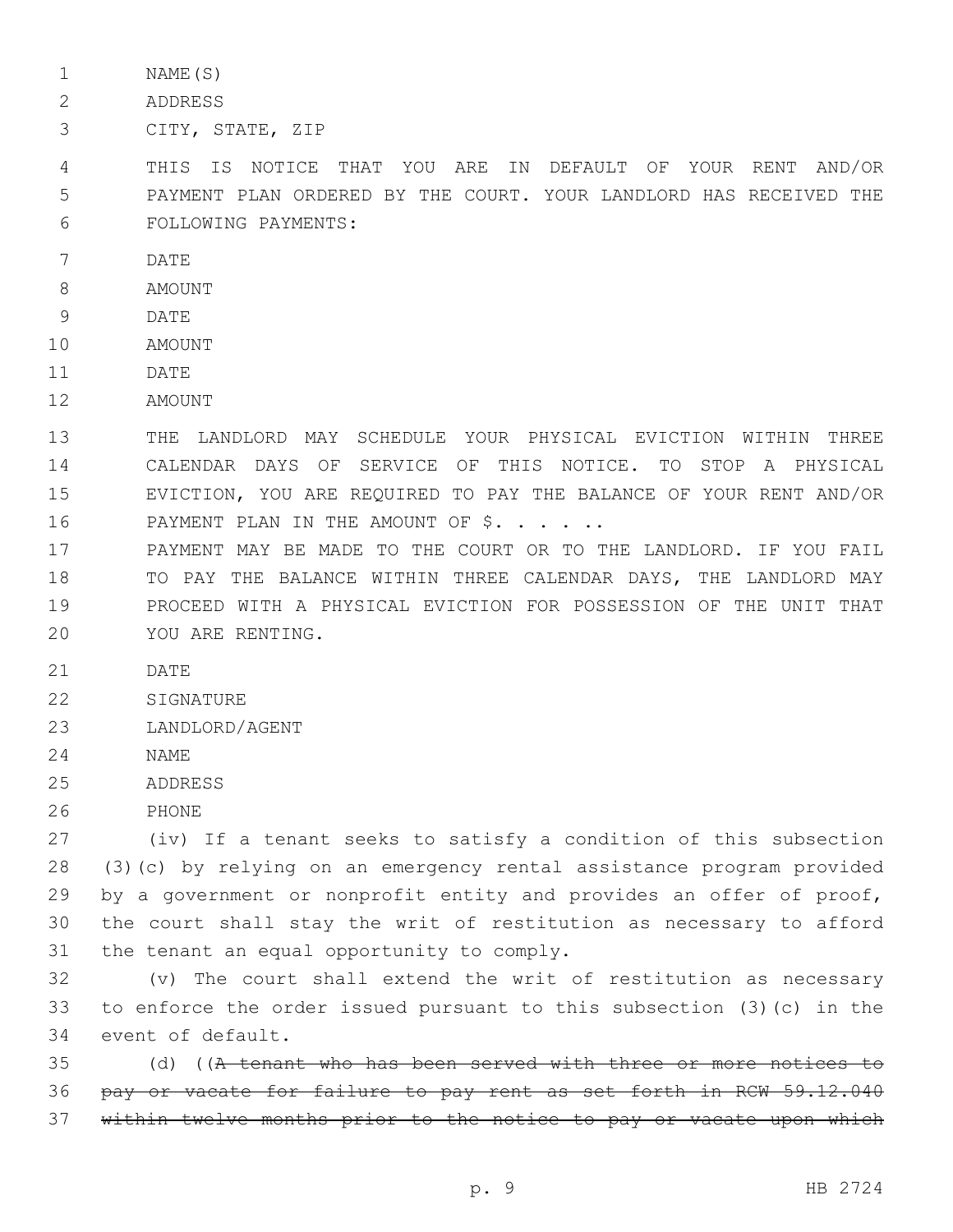NAME(S)

ADDRESS

CITY, STATE, ZIP

THIS IS NOTICE THAT YOU ARE IN DEFAULT OF YOUR RENT AND/OR PAYMENT PLAN ORDERED BY THE COURT. YOUR LANDLORD HAS RECEIVED THE FOLLOWING PAYMENTS:

DATE

AMOUNT

DATE

AMOUNT

DATE

AMOUNT

THE LANDLORD MAY SCHEDULE YOUR PHYSICAL EVICTION WITHIN THREE CALENDAR DAYS OF SERVICE OF THIS NOTICE. TO STOP A PHYSICAL EVICTION, YOU ARE REQUIRED TO PAY THE BALANCE OF YOUR RENT AND/OR PAYMENT PLAN IN THE AMOUNT OF $. . . . . ..

PAYMENT MAY BE MADE TO THE COURT OR TO THE LANDLORD. IF YOU FAIL TO PAY THE BALANCE WITHIN THREE CALENDAR DAYS, THE LANDLORD MAY PROCEED WITH A PHYSICAL EVICTION FOR POSSESSION OF THE UNIT THAT YOU ARE RENTING.

DATE

SIGNATURE

LANDLORD/AGENT

NAME

ADDRESS

PHONE

(iv) If a tenant seeks to satisfy a condition of this subsection (3)(c) by relying on an emergency rental assistance program provided by a government or nonprofit entity and provides an offer of proof, the court shall stay the writ of restitution as necessary to afford the tenant an equal opportunity to comply.

(v) The court shall extend the writ of restitution as necessary to enforce the order issued pursuant to this subsection (3)(c) in the event of default.

(d) ((~~A tenant who has been served with three or more notices to pay or vacate for failure to pay rent as set forth in RCW 59.12.040 within twelve months prior to the notice to pay or vacate upon which~~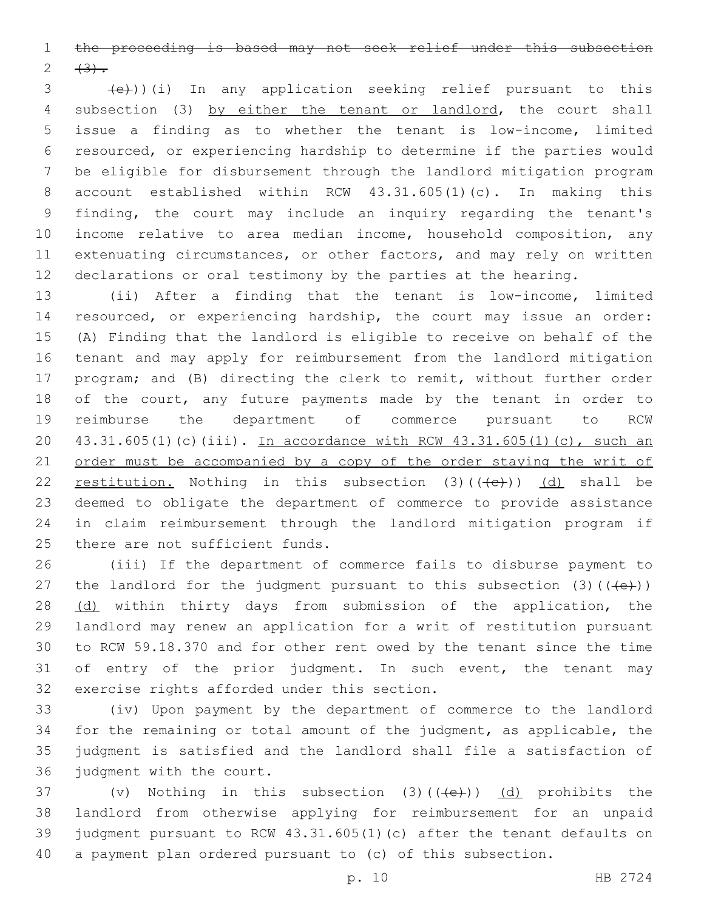the proceeding is based may not seek relief under this subsection (3).

((~~(e)~~))(i) In any application seeking relief pursuant to this subsection (3) by either the tenant or landlord, the court shall issue a finding as to whether the tenant is low-income, limited resourced, or experiencing hardship to determine if the parties would be eligible for disbursement through the landlord mitigation program account established within RCW 43.31.605(1)(c). In making this finding, the court may include an inquiry regarding the tenant's income relative to area median income, household composition, any extenuating circumstances, or other factors, and may rely on written declarations or oral testimony by the parties at the hearing.

(ii) After a finding that the tenant is low-income, limited resourced, or experiencing hardship, the court may issue an order: (A) Finding that the landlord is eligible to receive on behalf of the tenant and may apply for reimbursement from the landlord mitigation program; and (B) directing the clerk to remit, without further order of the court, any future payments made by the tenant in order to reimburse the department of commerce pursuant to RCW 43.31.605(1)(c)(iii). In accordance with RCW 43.31.605(1)(c), such an order must be accompanied by a copy of the order staying the writ of restitution. Nothing in this subsection (3)((~~(e)~~)) (d) shall be deemed to obligate the department of commerce to provide assistance in claim reimbursement through the landlord mitigation program if there are not sufficient funds.

(iii) If the department of commerce fails to disburse payment to the landlord for the judgment pursuant to this subsection (3)((~~(e)~~)) (d) within thirty days from submission of the application, the landlord may renew an application for a writ of restitution pursuant to RCW 59.18.370 and for other rent owed by the tenant since the time of entry of the prior judgment. In such event, the tenant may exercise rights afforded under this section.

(iv) Upon payment by the department of commerce to the landlord for the remaining or total amount of the judgment, as applicable, the judgment is satisfied and the landlord shall file a satisfaction of judgment with the court.

(v) Nothing in this subsection (3)((~~(e)~~)) (d) prohibits the landlord from otherwise applying for reimbursement for an unpaid judgment pursuant to RCW 43.31.605(1)(c) after the tenant defaults on a payment plan ordered pursuant to (c) of this subsection.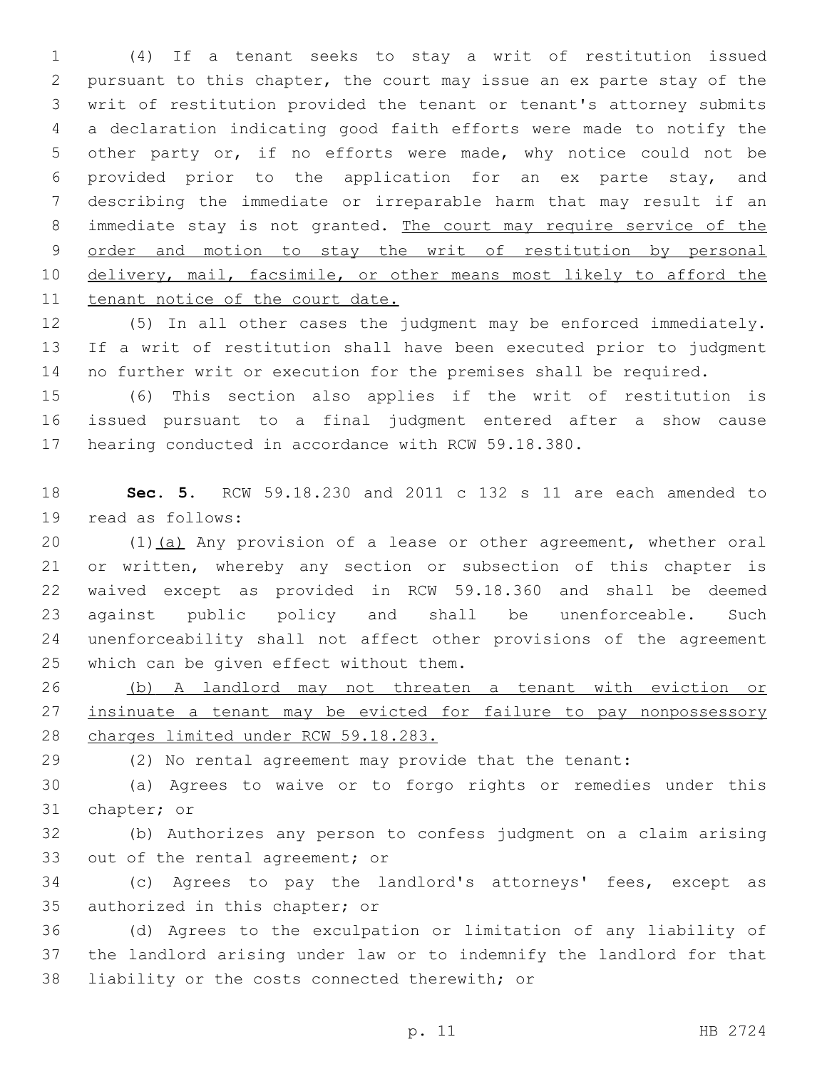(4) If a tenant seeks to stay a writ of restitution issued pursuant to this chapter, the court may issue an ex parte stay of the writ of restitution provided the tenant or tenant's attorney submits a declaration indicating good faith efforts were made to notify the other party or, if no efforts were made, why notice could not be provided prior to the application for an ex parte stay, and describing the immediate or irreparable harm that may result if an immediate stay is not granted. <u>The court may require service of the order and motion to stay the writ of restitution by personal delivery, mail, facsimile, or other means most likely to afford the tenant notice of the court date.</u>

(5) In all other cases the judgment may be enforced immediately. If a writ of restitution shall have been executed prior to judgment no further writ or execution for the premises shall be required.

(6) This section also applies if the writ of restitution is issued pursuant to a final judgment entered after a show cause hearing conducted in accordance with RCW 59.18.380.

**Sec. 5.** RCW 59.18.230 and 2011 c 132 s 11 are each amended to read as follows:

(1)<u>(a)</u> Any provision of a lease or other agreement, whether oral or written, whereby any section or subsection of this chapter is waived except as provided in RCW 59.18.360 and shall be deemed against public policy and shall be unenforceable. Such unenforceability shall not affect other provisions of the agreement which can be given effect without them.

<u>(b) A landlord may not threaten a tenant with eviction or insinuate a tenant may be evicted for failure to pay nonpossessory charges limited under RCW 59.18.283.</u>

(2) No rental agreement may provide that the tenant:

(a) Agrees to waive or to forgo rights or remedies under this chapter; or

(b) Authorizes any person to confess judgment on a claim arising out of the rental agreement; or

(c) Agrees to pay the landlord's attorneys' fees, except as authorized in this chapter; or

(d) Agrees to the exculpation or limitation of any liability of the landlord arising under law or to indemnify the landlord for that liability or the costs connected therewith; or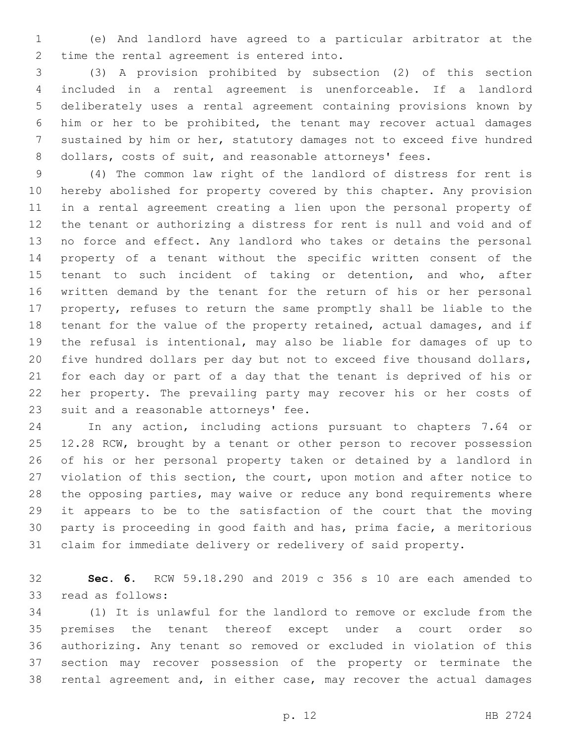(e) And landlord have agreed to a particular arbitrator at the time the rental agreement is entered into.

(3) A provision prohibited by subsection (2) of this section included in a rental agreement is unenforceable. If a landlord deliberately uses a rental agreement containing provisions known by him or her to be prohibited, the tenant may recover actual damages sustained by him or her, statutory damages not to exceed five hundred dollars, costs of suit, and reasonable attorneys' fees.

(4) The common law right of the landlord of distress for rent is hereby abolished for property covered by this chapter. Any provision in a rental agreement creating a lien upon the personal property of the tenant or authorizing a distress for rent is null and void and of no force and effect. Any landlord who takes or detains the personal property of a tenant without the specific written consent of the tenant to such incident of taking or detention, and who, after written demand by the tenant for the return of his or her personal property, refuses to return the same promptly shall be liable to the tenant for the value of the property retained, actual damages, and if the refusal is intentional, may also be liable for damages of up to five hundred dollars per day but not to exceed five thousand dollars, for each day or part of a day that the tenant is deprived of his or her property. The prevailing party may recover his or her costs of suit and a reasonable attorneys' fee.

In any action, including actions pursuant to chapters 7.64 or 12.28 RCW, brought by a tenant or other person to recover possession of his or her personal property taken or detained by a landlord in violation of this section, the court, upon motion and after notice to the opposing parties, may waive or reduce any bond requirements where it appears to be to the satisfaction of the court that the moving party is proceeding in good faith and has, prima facie, a meritorious claim for immediate delivery or redelivery of said property.

**Sec. 6.** RCW 59.18.290 and 2019 c 356 s 10 are each amended to read as follows:

(1) It is unlawful for the landlord to remove or exclude from the premises the tenant thereof except under a court order so authorizing. Any tenant so removed or excluded in violation of this section may recover possession of the property or terminate the rental agreement and, in either case, may recover the actual damages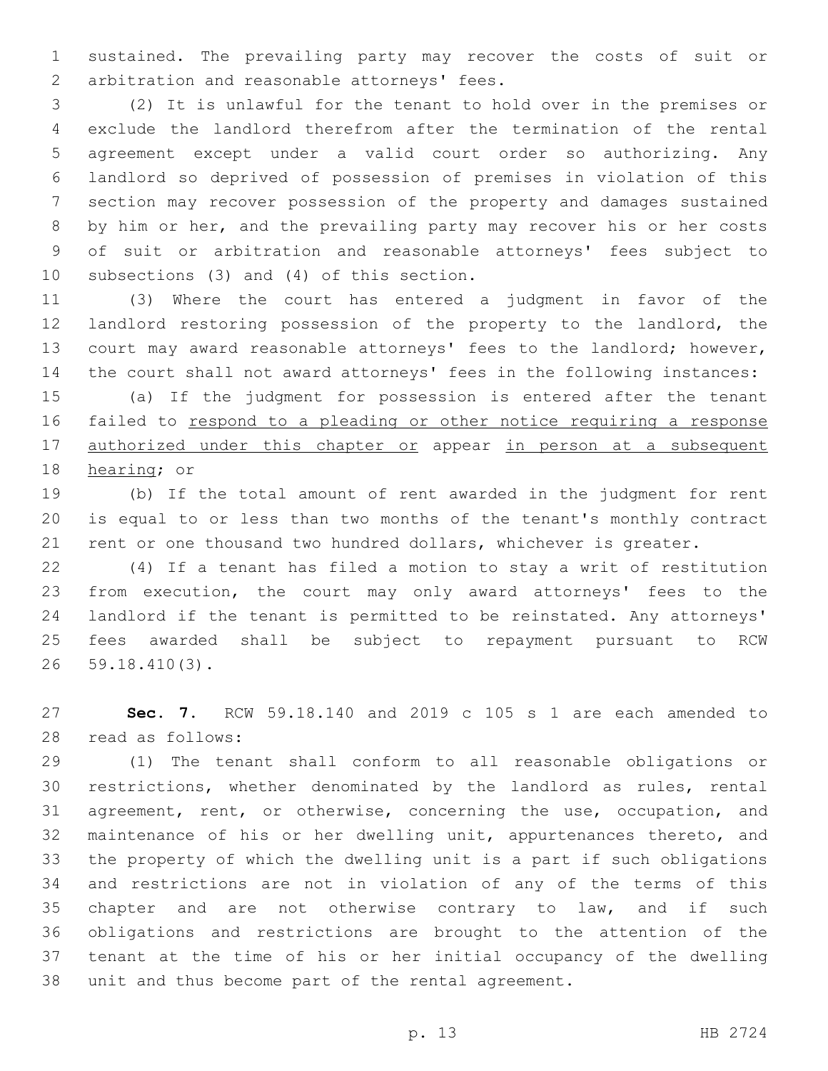sustained. The prevailing party may recover the costs of suit or arbitration and reasonable attorneys' fees.

(2) It is unlawful for the tenant to hold over in the premises or exclude the landlord therefrom after the termination of the rental agreement except under a valid court order so authorizing. Any landlord so deprived of possession of premises in violation of this section may recover possession of the property and damages sustained by him or her, and the prevailing party may recover his or her costs of suit or arbitration and reasonable attorneys' fees subject to subsections (3) and (4) of this section.

(3) Where the court has entered a judgment in favor of the landlord restoring possession of the property to the landlord, the court may award reasonable attorneys' fees to the landlord; however, the court shall not award attorneys' fees in the following instances:

(a) If the judgment for possession is entered after the tenant failed to <u>respond to a pleading or other notice requiring a response authorized under this chapter or</u> appear <u>in person at a subsequent hearing</u>; or

(b) If the total amount of rent awarded in the judgment for rent is equal to or less than two months of the tenant's monthly contract rent or one thousand two hundred dollars, whichever is greater.

(4) If a tenant has filed a motion to stay a writ of restitution from execution, the court may only award attorneys' fees to the landlord if the tenant is permitted to be reinstated. Any attorneys' fees awarded shall be subject to repayment pursuant to RCW 59.18.410(3).

**Sec. 7.** RCW 59.18.140 and 2019 c 105 s 1 are each amended to read as follows:

(1) The tenant shall conform to all reasonable obligations or restrictions, whether denominated by the landlord as rules, rental agreement, rent, or otherwise, concerning the use, occupation, and maintenance of his or her dwelling unit, appurtenances thereto, and the property of which the dwelling unit is a part if such obligations and restrictions are not in violation of any of the terms of this chapter and are not otherwise contrary to law, and if such obligations and restrictions are brought to the attention of the tenant at the time of his or her initial occupancy of the dwelling unit and thus become part of the rental agreement.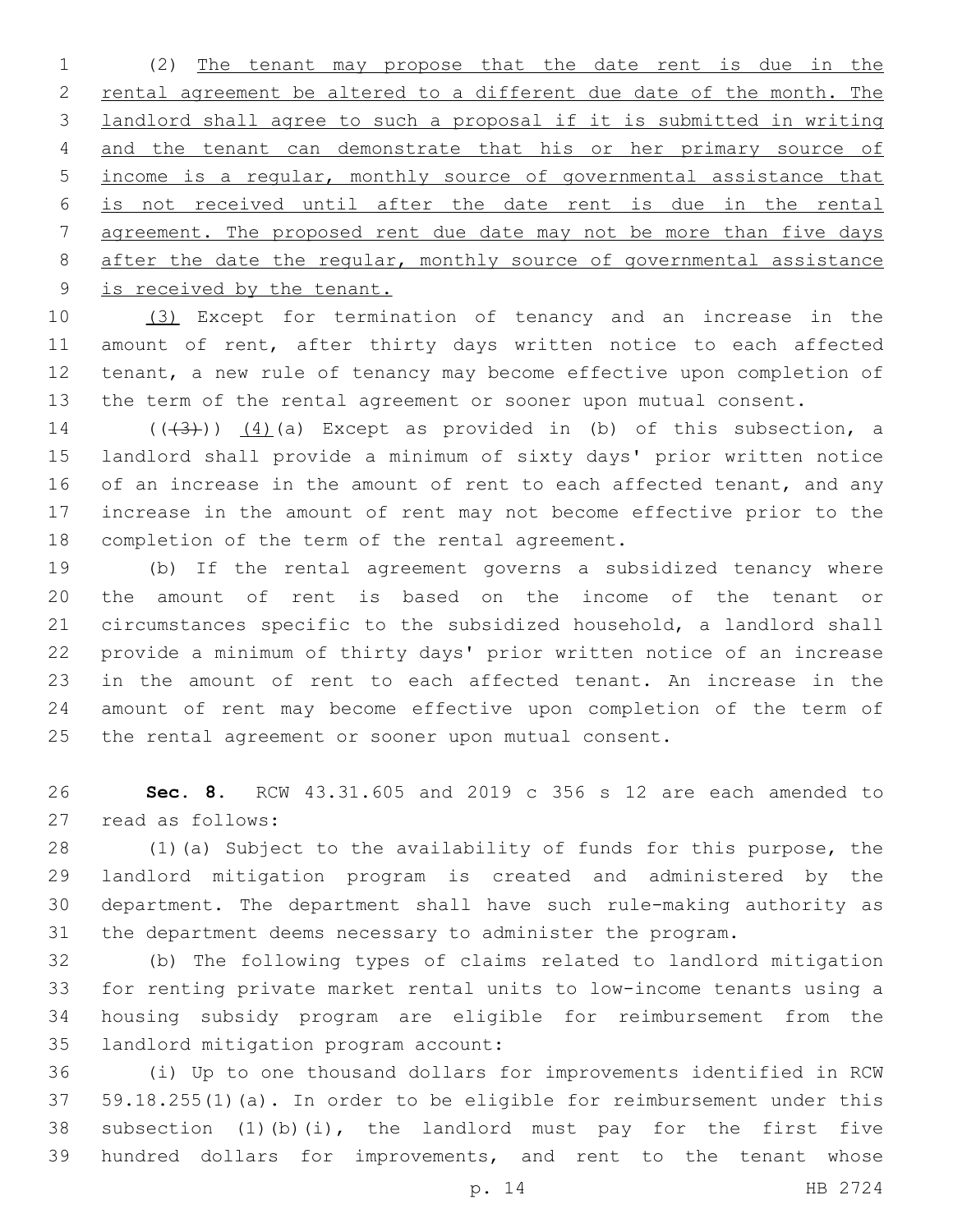(2) The tenant may propose that the date rent is due in the rental agreement be altered to a different due date of the month. The landlord shall agree to such a proposal if it is submitted in writing and the tenant can demonstrate that his or her primary source of income is a regular, monthly source of governmental assistance that is not received until after the date rent is due in the rental agreement. The proposed rent due date may not be more than five days after the date the regular, monthly source of governmental assistance is received by the tenant.

(3) Except for termination of tenancy and an increase in the amount of rent, after thirty days written notice to each affected tenant, a new rule of tenancy may become effective upon completion of the term of the rental agreement or sooner upon mutual consent.

((~~(3)~~)) (4)(a) Except as provided in (b) of this subsection, a landlord shall provide a minimum of sixty days' prior written notice of an increase in the amount of rent to each affected tenant, and any increase in the amount of rent may not become effective prior to the completion of the term of the rental agreement.

(b) If the rental agreement governs a subsidized tenancy where the amount of rent is based on the income of the tenant or circumstances specific to the subsidized household, a landlord shall provide a minimum of thirty days' prior written notice of an increase in the amount of rent to each affected tenant. An increase in the amount of rent may become effective upon completion of the term of the rental agreement or sooner upon mutual consent.

**Sec. 8.** RCW 43.31.605 and 2019 c 356 s 12 are each amended to read as follows:

(1)(a) Subject to the availability of funds for this purpose, the landlord mitigation program is created and administered by the department. The department shall have such rule-making authority as the department deems necessary to administer the program.

(b) The following types of claims related to landlord mitigation for renting private market rental units to low-income tenants using a housing subsidy program are eligible for reimbursement from the landlord mitigation program account:

(i) Up to one thousand dollars for improvements identified in RCW 59.18.255(1)(a). In order to be eligible for reimbursement under this subsection (1)(b)(i), the landlord must pay for the first five hundred dollars for improvements, and rent to the tenant whose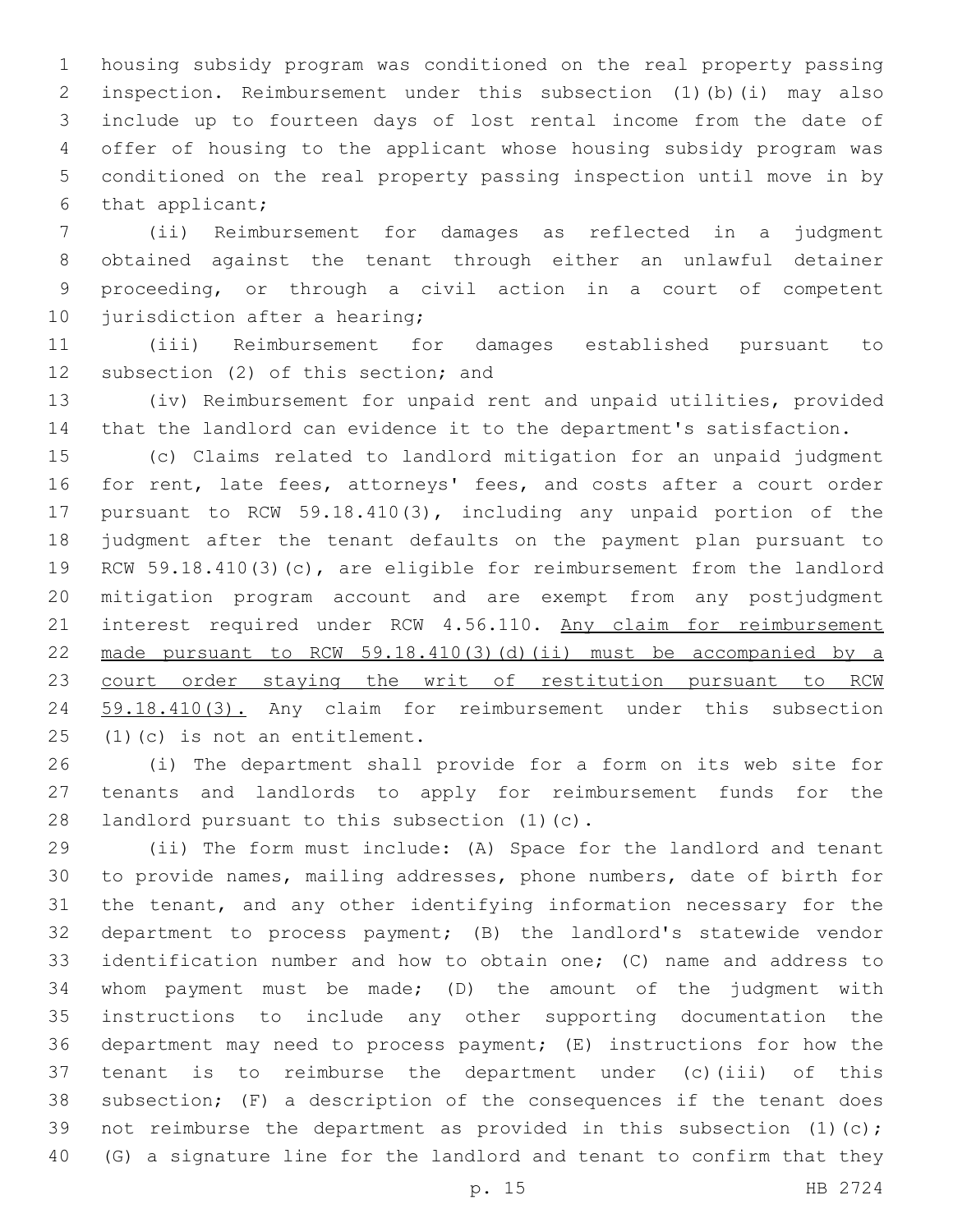housing subsidy program was conditioned on the real property passing inspection. Reimbursement under this subsection (1)(b)(i) may also include up to fourteen days of lost rental income from the date of offer of housing to the applicant whose housing subsidy program was conditioned on the real property passing inspection until move in by that applicant;

(ii) Reimbursement for damages as reflected in a judgment obtained against the tenant through either an unlawful detainer proceeding, or through a civil action in a court of competent jurisdiction after a hearing;

(iii) Reimbursement for damages established pursuant to subsection (2) of this section; and

(iv) Reimbursement for unpaid rent and unpaid utilities, provided that the landlord can evidence it to the department's satisfaction.

(c) Claims related to landlord mitigation for an unpaid judgment for rent, late fees, attorneys' fees, and costs after a court order pursuant to RCW 59.18.410(3), including any unpaid portion of the judgment after the tenant defaults on the payment plan pursuant to RCW 59.18.410(3)(c), are eligible for reimbursement from the landlord mitigation program account and are exempt from any postjudgment interest required under RCW 4.56.110. <u>Any claim for reimbursement made pursuant to RCW 59.18.410(3)(d)(ii) must be accompanied by a court order staying the writ of restitution pursuant to RCW 59.18.410(3).</u> Any claim for reimbursement under this subsection (1)(c) is not an entitlement.

(i) The department shall provide for a form on its web site for tenants and landlords to apply for reimbursement funds for the landlord pursuant to this subsection (1)(c).

(ii) The form must include: (A) Space for the landlord and tenant to provide names, mailing addresses, phone numbers, date of birth for the tenant, and any other identifying information necessary for the department to process payment; (B) the landlord's statewide vendor identification number and how to obtain one; (C) name and address to whom payment must be made; (D) the amount of the judgment with instructions to include any other supporting documentation the department may need to process payment; (E) instructions for how the tenant is to reimburse the department under (c)(iii) of this subsection; (F) a description of the consequences if the tenant does not reimburse the department as provided in this subsection (1)(c); (G) a signature line for the landlord and tenant to confirm that they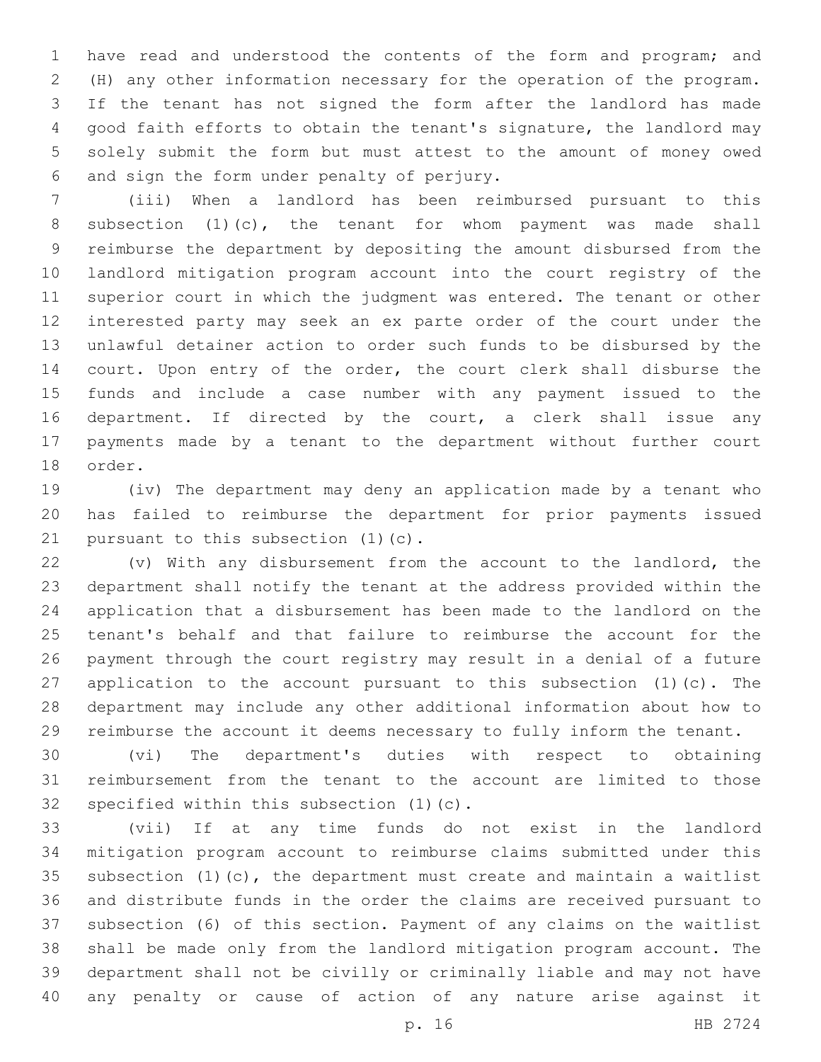have read and understood the contents of the form and program; and (H) any other information necessary for the operation of the program. If the tenant has not signed the form after the landlord has made good faith efforts to obtain the tenant's signature, the landlord may solely submit the form but must attest to the amount of money owed and sign the form under penalty of perjury.

(iii) When a landlord has been reimbursed pursuant to this subsection (1)(c), the tenant for whom payment was made shall reimburse the department by depositing the amount disbursed from the landlord mitigation program account into the court registry of the superior court in which the judgment was entered. The tenant or other interested party may seek an ex parte order of the court under the unlawful detainer action to order such funds to be disbursed by the court. Upon entry of the order, the court clerk shall disburse the funds and include a case number with any payment issued to the department. If directed by the court, a clerk shall issue any payments made by a tenant to the department without further court order.

(iv) The department may deny an application made by a tenant who has failed to reimburse the department for prior payments issued pursuant to this subsection (1)(c).

(v) With any disbursement from the account to the landlord, the department shall notify the tenant at the address provided within the application that a disbursement has been made to the landlord on the tenant's behalf and that failure to reimburse the account for the payment through the court registry may result in a denial of a future application to the account pursuant to this subsection (1)(c). The department may include any other additional information about how to reimburse the account it deems necessary to fully inform the tenant.

(vi) The department's duties with respect to obtaining reimbursement from the tenant to the account are limited to those specified within this subsection (1)(c).

(vii) If at any time funds do not exist in the landlord mitigation program account to reimburse claims submitted under this subsection (1)(c), the department must create and maintain a waitlist and distribute funds in the order the claims are received pursuant to subsection (6) of this section. Payment of any claims on the waitlist shall be made only from the landlord mitigation program account. The department shall not be civilly or criminally liable and may not have any penalty or cause of action of any nature arise against it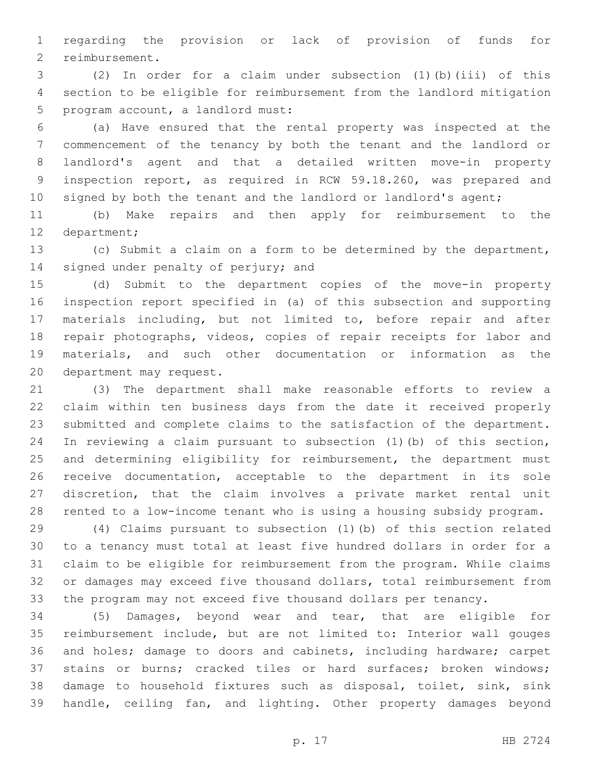regarding the provision or lack of provision of funds for reimbursement.

(2) In order for a claim under subsection (1)(b)(iii) of this section to be eligible for reimbursement from the landlord mitigation program account, a landlord must:

(a) Have ensured that the rental property was inspected at the commencement of the tenancy by both the tenant and the landlord or landlord's agent and that a detailed written move-in property inspection report, as required in RCW 59.18.260, was prepared and signed by both the tenant and the landlord or landlord's agent;

(b) Make repairs and then apply for reimbursement to the department;

(c) Submit a claim on a form to be determined by the department, signed under penalty of perjury; and

(d) Submit to the department copies of the move-in property inspection report specified in (a) of this subsection and supporting materials including, but not limited to, before repair and after repair photographs, videos, copies of repair receipts for labor and materials, and such other documentation or information as the department may request.

(3) The department shall make reasonable efforts to review a claim within ten business days from the date it received properly submitted and complete claims to the satisfaction of the department. In reviewing a claim pursuant to subsection (1)(b) of this section, and determining eligibility for reimbursement, the department must receive documentation, acceptable to the department in its sole discretion, that the claim involves a private market rental unit rented to a low-income tenant who is using a housing subsidy program.

(4) Claims pursuant to subsection (1)(b) of this section related to a tenancy must total at least five hundred dollars in order for a claim to be eligible for reimbursement from the program. While claims or damages may exceed five thousand dollars, total reimbursement from the program may not exceed five thousand dollars per tenancy.

(5) Damages, beyond wear and tear, that are eligible for reimbursement include, but are not limited to: Interior wall gouges and holes; damage to doors and cabinets, including hardware; carpet stains or burns; cracked tiles or hard surfaces; broken windows; damage to household fixtures such as disposal, toilet, sink, sink handle, ceiling fan, and lighting. Other property damages beyond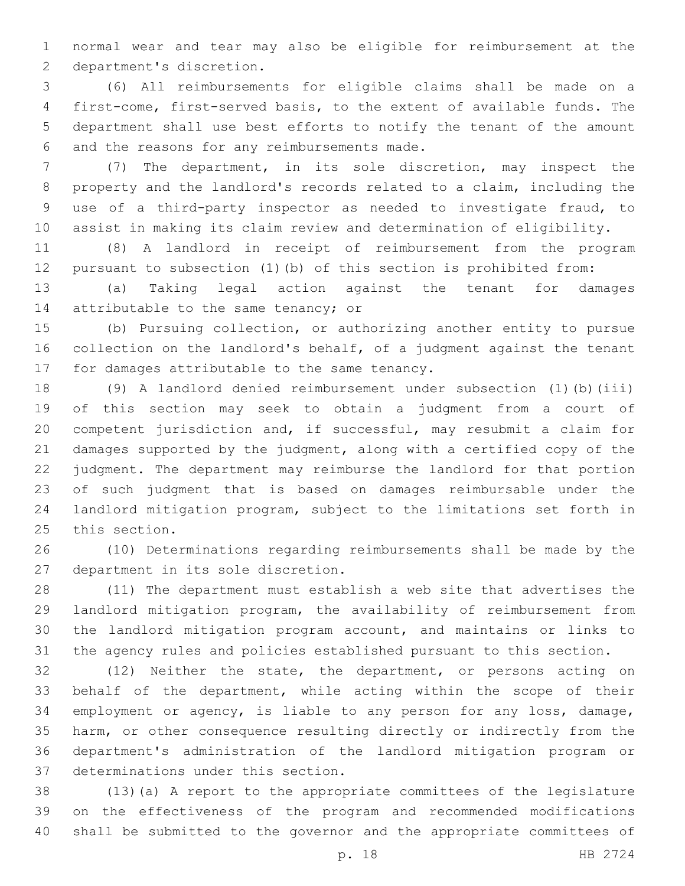normal wear and tear may also be eligible for reimbursement at the department's discretion.

(6) All reimbursements for eligible claims shall be made on a first-come, first-served basis, to the extent of available funds. The department shall use best efforts to notify the tenant of the amount and the reasons for any reimbursements made.

(7) The department, in its sole discretion, may inspect the property and the landlord's records related to a claim, including the use of a third-party inspector as needed to investigate fraud, to assist in making its claim review and determination of eligibility.

(8) A landlord in receipt of reimbursement from the program pursuant to subsection (1)(b) of this section is prohibited from:

(a) Taking legal action against the tenant for damages attributable to the same tenancy; or

(b) Pursuing collection, or authorizing another entity to pursue collection on the landlord's behalf, of a judgment against the tenant for damages attributable to the same tenancy.

(9) A landlord denied reimbursement under subsection (1)(b)(iii) of this section may seek to obtain a judgment from a court of competent jurisdiction and, if successful, may resubmit a claim for damages supported by the judgment, along with a certified copy of the judgment. The department may reimburse the landlord for that portion of such judgment that is based on damages reimbursable under the landlord mitigation program, subject to the limitations set forth in this section.

(10) Determinations regarding reimbursements shall be made by the department in its sole discretion.

(11) The department must establish a web site that advertises the landlord mitigation program, the availability of reimbursement from the landlord mitigation program account, and maintains or links to the agency rules and policies established pursuant to this section.

(12) Neither the state, the department, or persons acting on behalf of the department, while acting within the scope of their employment or agency, is liable to any person for any loss, damage, harm, or other consequence resulting directly or indirectly from the department's administration of the landlord mitigation program or determinations under this section.

(13)(a) A report to the appropriate committees of the legislature on the effectiveness of the program and recommended modifications shall be submitted to the governor and the appropriate committees of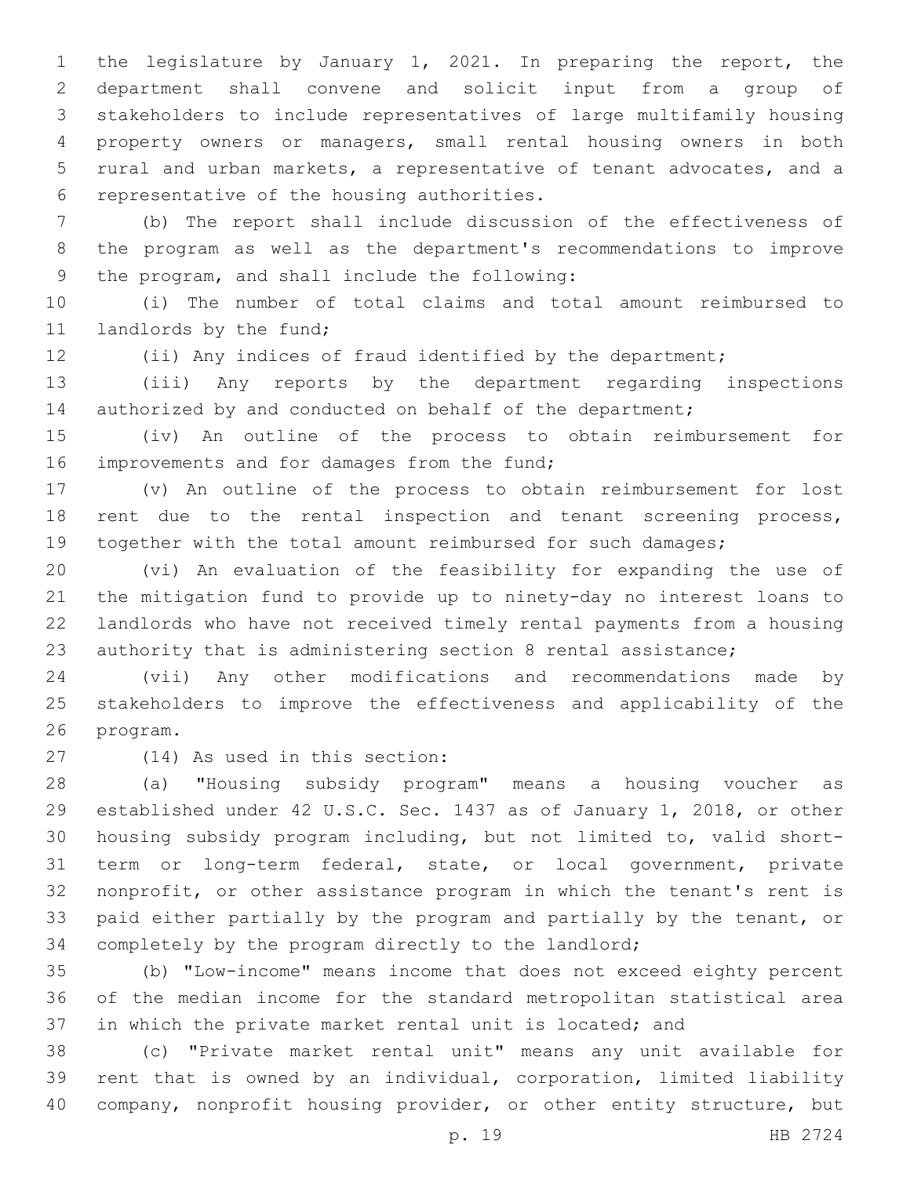the legislature by January 1, 2021. In preparing the report, the department shall convene and solicit input from a group of stakeholders to include representatives of large multifamily housing property owners or managers, small rental housing owners in both rural and urban markets, a representative of tenant advocates, and a representative of the housing authorities.

(b) The report shall include discussion of the effectiveness of the program as well as the department's recommendations to improve the program, and shall include the following:

(i) The number of total claims and total amount reimbursed to landlords by the fund;

(ii) Any indices of fraud identified by the department;

(iii) Any reports by the department regarding inspections authorized by and conducted on behalf of the department;

(iv) An outline of the process to obtain reimbursement for improvements and for damages from the fund;

(v) An outline of the process to obtain reimbursement for lost rent due to the rental inspection and tenant screening process, together with the total amount reimbursed for such damages;

(vi) An evaluation of the feasibility for expanding the use of the mitigation fund to provide up to ninety-day no interest loans to landlords who have not received timely rental payments from a housing authority that is administering section 8 rental assistance;

(vii) Any other modifications and recommendations made by stakeholders to improve the effectiveness and applicability of the program.

(14) As used in this section:

(a) "Housing subsidy program" means a housing voucher as established under 42 U.S.C. Sec. 1437 as of January 1, 2018, or other housing subsidy program including, but not limited to, valid short-term or long-term federal, state, or local government, private nonprofit, or other assistance program in which the tenant's rent is paid either partially by the program and partially by the tenant, or completely by the program directly to the landlord;

(b) "Low-income" means income that does not exceed eighty percent of the median income for the standard metropolitan statistical area in which the private market rental unit is located; and

(c) "Private market rental unit" means any unit available for rent that is owned by an individual, corporation, limited liability company, nonprofit housing provider, or other entity structure, but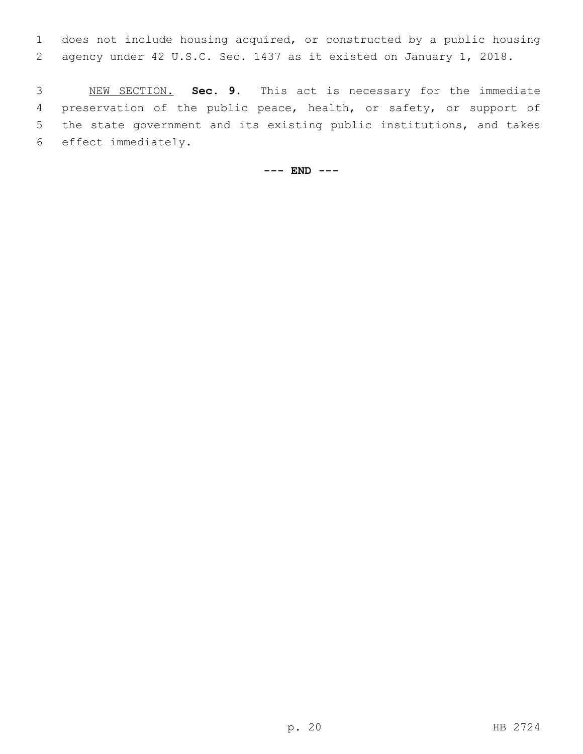does not include housing acquired, or constructed by a public housing agency under 42 U.S.C. Sec. 1437 as it existed on January 1, 2018.

NEW SECTION. **Sec. 9.** This act is necessary for the immediate preservation of the public peace, health, or safety, or support of the state government and its existing public institutions, and takes effect immediately.

**--- END ---**